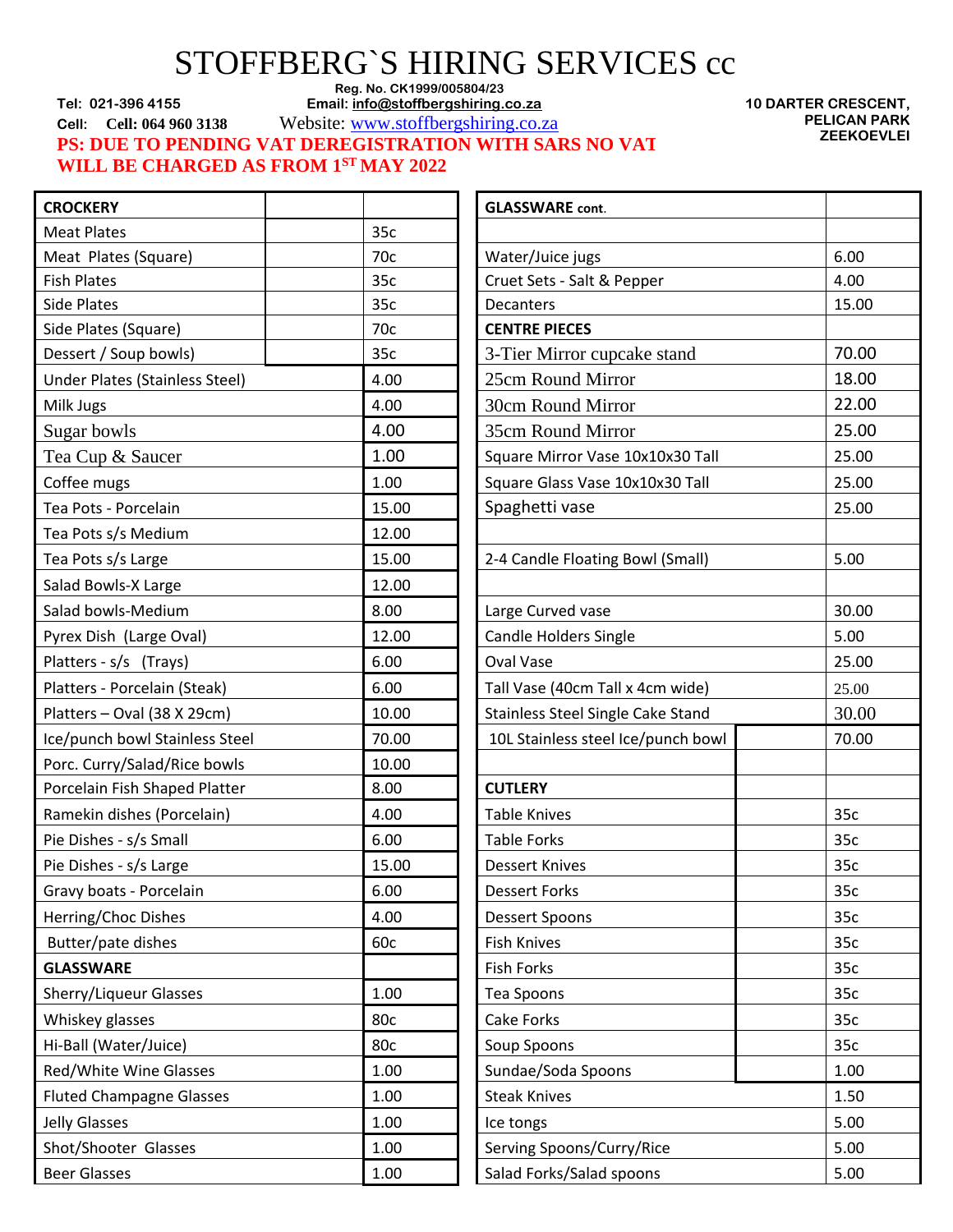# STOFFBERG`S HIRING SERVICES cc

Reg. No. CK1999/005804/23

Tel: 021-396 4155

Email: info@stoffbergshiring.co.za

Cell: Cell: 064 960 3138

Website: www.stoffbergshiring.co.za

10 DARTER CRESCENT, PELICAN PARK ZEEKOEVLEI

**PS: DUE TO PENDING VAT DEREGISTRATION WITH SARS NO VAT WILL BE CHARGED AS FROM 1ST MAY 2022**

| CROCKERY | |
|---|---|
| Meat Plates | 35c |
| Meat Plates (Square) | 70c |
| Fish Plates | 35c |
| Side Plates | 35c |
| Side Plates (Square) | 70c |
| Dessert / Soup bowls) | 35c |
| Under Plates (Stainless Steel) | 4.00 |
| Milk Jugs | 4.00 |
| Sugar bowls | 4.00 |
| Tea Cup & Saucer | 1.00 |
| Coffee mugs | 1.00 |
| Tea Pots - Porcelain | 15.00 |
| Tea Pots s/s Medium | 12.00 |
| Tea Pots s/s Large | 15.00 |
| Salad Bowls-X Large | 12.00 |
| Salad bowls-Medium | 8.00 |
| Pyrex Dish (Large Oval) | 12.00 |
| Platters - s/s (Trays) | 6.00 |
| Platters - Porcelain (Steak) | 6.00 |
| Platters – Oval (38 X 29cm) | 10.00 |
| Ice/punch bowl Stainless Steel | 70.00 |
| Porc. Curry/Salad/Rice bowls | 10.00 |
| Porcelain Fish Shaped Platter | 8.00 |
| Ramekin dishes (Porcelain) | 4.00 |
| Pie Dishes - s/s Small | 6.00 |
| Pie Dishes - s/s Large | 15.00 |
| Gravy boats - Porcelain | 6.00 |
| Herring/Choc Dishes | 4.00 |
| Butter/pate dishes | 60c |
| **GLASSWARE** | |
| Sherry/Liqueur Glasses | 1.00 |
| Whiskey glasses | 80c |
| Hi-Ball (Water/Juice) | 80c |
| Red/White Wine Glasses | 1.00 |
| Fluted Champagne Glasses | 1.00 |
| Jelly Glasses | 1.00 |
| Shot/Shooter Glasses | 1.00 |
| Beer Glasses | 1.00 |

| GLASSWARE cont. | |
|---|---|
| | |
| Water/Juice jugs | 6.00 |
| Cruet Sets - Salt & Pepper | 4.00 |
| Decanters | 15.00 |
| **CENTRE PIECES** | |
| 3-Tier Mirror cupcake stand | 70.00 |
| 25cm Round Mirror | 18.00 |
| 30cm Round Mirror | 22.00 |
| 35cm Round Mirror | 25.00 |
| Square Mirror Vase 10x10x30 Tall | 25.00 |
| Square Glass Vase 10x10x30 Tall | 25.00 |
| Spaghetti vase | 25.00 |
| | |
| 2-4 Candle Floating Bowl (Small) | 5.00 |
| | |
| Large Curved vase | 30.00 |
| Candle Holders Single | 5.00 |
| Oval Vase | 25.00 |
| Tall Vase (40cm Tall x 4cm wide) | 25.00 |
| Stainless Steel Single Cake Stand | 30.00 |
| 10L Stainless steel Ice/punch bowl | 70.00 |
| | |
| **CUTLERY** | |
| Table Knives | 35c |
| Table Forks | 35c |
| Dessert Knives | 35c |
| Dessert Forks | 35c |
| Dessert Spoons | 35c |
| Fish Knives | 35c |
| Fish Forks | 35c |
| Tea Spoons | 35c |
| Cake Forks | 35c |
| Soup Spoons | 35c |
| Sundae/Soda Spoons | 1.00 |
| Steak Knives | 1.50 |
| Ice tongs | 5.00 |
| Serving Spoons/Curry/Rice | 5.00 |
| Salad Forks/Salad spoons | 5.00 |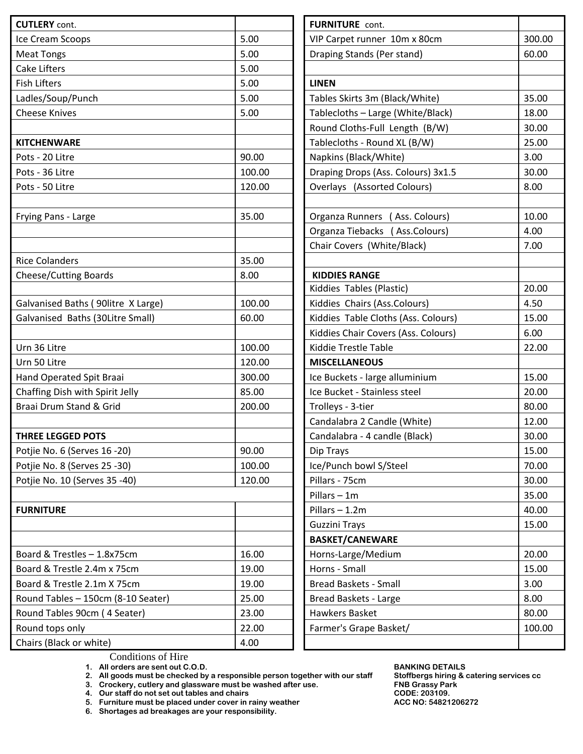| | |
|---|---|
| **CUTLERY** cont. | |
| Ice Cream Scoops | 5.00 |
| Meat Tongs | 5.00 |
| Cake Lifters | 5.00 |
| Fish Lifters | 5.00 |
| Ladles/Soup/Punch | 5.00 |
| Cheese Knives | 5.00 |
| | |
| **KITCHENWARE** | |
| Pots - 20 Litre | 90.00 |
| Pots - 36 Litre | 100.00 |
| Pots - 50 Litre | 120.00 |
| | |
| Frying Pans - Large | 35.00 |
| | |
| | |
| Rice Colanders | 35.00 |
| Cheese/Cutting Boards | 8.00 |
| | |
| Galvanised Baths ( 90litre X Large) | 100.00 |
| Galvanised Baths (30Litre Small) | 60.00 |
| | |
| Urn 36 Litre | 100.00 |
| Urn 50 Litre | 120.00 |
| Hand Operated Spit Braai | 300.00 |
| Chaffing Dish with Spirit Jelly | 85.00 |
| Braai Drum Stand & Grid | 200.00 |
| | |
| **THREE LEGGED POTS** | |
| Potjie No. 6 (Serves 16 -20) | 90.00 |
| Potjie No. 8 (Serves 25 -30) | 100.00 |
| Potjie No. 10 (Serves 35 -40) | 120.00 |
| | |
| **FURNITURE** | |
| | |
| | |
| Board & Trestles – 1.8x75cm | 16.00 |
| Board & Trestle 2.4m x 75cm | 19.00 |
| Board & Trestle 2.1m X 75cm | 19.00 |
| Round Tables – 150cm (8-10 Seater) | 25.00 |
| Round Tables 90cm ( 4 Seater) | 23.00 |
| Round tops only | 22.00 |
| Chairs (Black or white) | 4.00 |

| | |
|---|---|
| **FURNITURE** cont. | |
| VIP Carpet runner 10m x 80cm | 300.00 |
| Draping Stands (Per stand) | 60.00 |
| | |
| **LINEN** | |
| Tables Skirts 3m (Black/White) | 35.00 |
| Tablecloths – Large (White/Black) | 18.00 |
| Round Cloths-Full Length (B/W) | 30.00 |
| Tablecloths - Round XL (B/W) | 25.00 |
| Napkins (Black/White) | 3.00 |
| Draping Drops (Ass. Colours) 3x1.5 | 30.00 |
| Overlays (Assorted Colours) | 8.00 |
| | |
| Organza Runners ( Ass. Colours) | 10.00 |
| Organza Tiebacks ( Ass.Colours) | 4.00 |
| Chair Covers (White/Black) | 7.00 |
| | |
| **KIDDIES RANGE** | |
| Kiddies Tables (Plastic) | 20.00 |
| Kiddies Chairs (Ass.Colours) | 4.50 |
| Kiddies Table Cloths (Ass. Colours) | 15.00 |
| Kiddies Chair Covers (Ass. Colours) | 6.00 |
| Kiddie Trestle Table | 22.00 |
| **MISCELLANEOUS** | |
| Ice Buckets - large alluminium | 15.00 |
| Ice Bucket - Stainless steel | 20.00 |
| Trolleys - 3-tier | 80.00 |
| Candalabra 2 Candle (White) | 12.00 |
| Candalabra - 4 candle (Black) | 30.00 |
| Dip Trays | 15.00 |
| Ice/Punch bowl S/Steel | 70.00 |
| Pillars - 75cm | 30.00 |
| Pillars – 1m | 35.00 |
| Pillars – 1.2m | 40.00 |
| Guzzini Trays | 15.00 |
| **BASKET/CANEWARE** | |
| Horns-Large/Medium | 20.00 |
| Horns - Small | 15.00 |
| Bread Baskets - Small | 3.00 |
| Bread Baskets - Large | 8.00 |
| Hawkers Basket | 80.00 |
| Farmer's Grape Basket/ | 100.00 |

Conditions of Hire

1. **All orders are sent out C.O.D.**
2. **All goods must be checked by a responsible person together with our staff**
3. **Crockery, cutlery and glassware must be washed after use.**
4. **Our staff do not set out tables and chairs**
5. **Furniture must be placed under cover in rainy weather**
6. **Shortages ad breakages are your responsibility.**

**BANKING DETAILS**
**Stoffbergs hiring & catering services cc**
**FNB Grassy Park**
**CODE: 203109.**
**ACC NO: 54821206272**